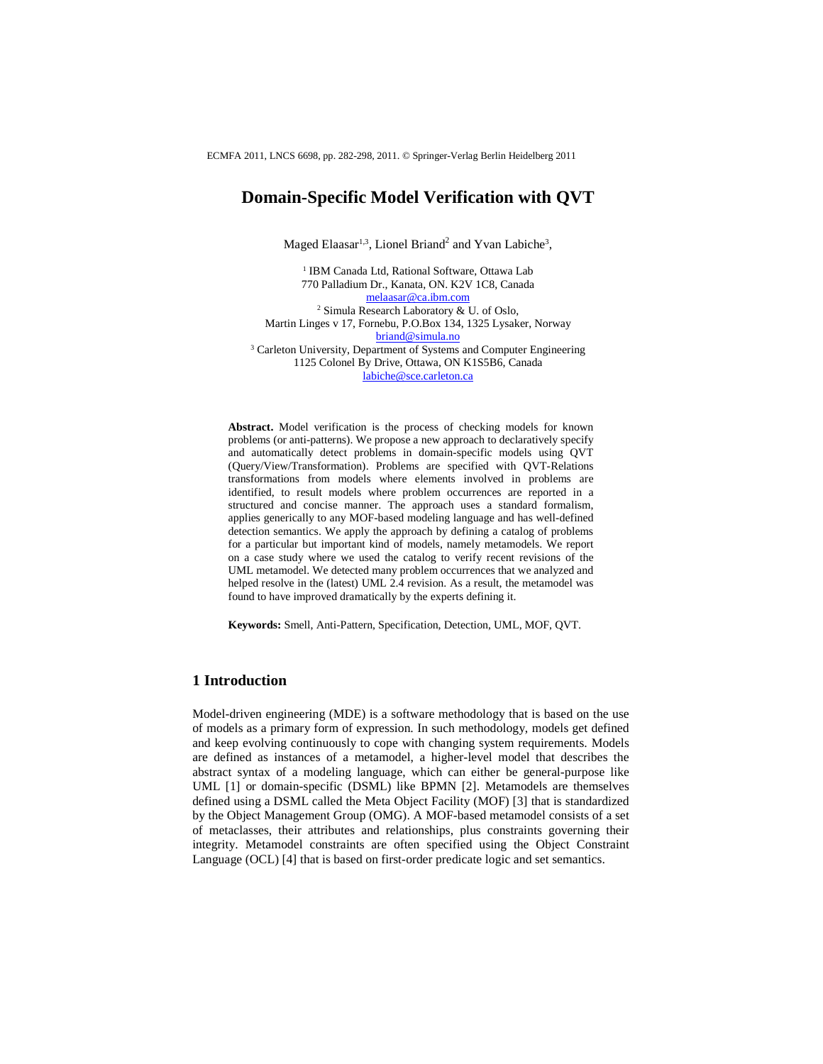ECMFA 2011, LNCS 6698, pp. 282-298, 2011. © Springer-Verlag Berlin Heidelberg 2011

# Domain-Specific Model Verification with QVT

Maged Elaasar[1,3], Lionel Briand[2] and Yvan Labiche[3],

[1] IBM Canada Ltd, Rational Software, Ottawa Lab
770 Palladium Dr., Kanata, ON. K2V 1C8, Canada
melaasar@ca.ibm.com
[2] Simula Research Laboratory & U. of Oslo,
Martin Linges v 17, Fornebu, P.O.Box 134, 1325 Lysaker, Norway
briand@simula.no
[3] Carleton University, Department of Systems and Computer Engineering
1125 Colonel By Drive, Ottawa, ON K1S5B6, Canada
labiche@sce.carleton.ca

**Abstract.** Model verification is the process of checking models for known problems (or anti-patterns). We propose a new approach to declaratively specify and automatically detect problems in domain-specific models using QVT (Query/View/Transformation). Problems are specified with QVT-Relations transformations from models where elements involved in problems are identified, to result models where problem occurrences are reported in a structured and concise manner. The approach uses a standard formalism, applies generically to any MOF-based modeling language and has well-defined detection semantics. We apply the approach by defining a catalog of problems for a particular but important kind of models, namely metamodels. We report on a case study where we used the catalog to verify recent revisions of the UML metamodel. We detected many problem occurrences that we analyzed and helped resolve in the (latest) UML 2.4 revision. As a result, the metamodel was found to have improved dramatically by the experts defining it.

**Keywords:** Smell, Anti-Pattern, Specification, Detection, UML, MOF, QVT.

## 1 Introduction

Model-driven engineering (MDE) is a software methodology that is based on the use of models as a primary form of expression. In such methodology, models get defined and keep evolving continuously to cope with changing system requirements. Models are defined as instances of a metamodel, a higher-level model that describes the abstract syntax of a modeling language, which can either be general-purpose like UML [1] or domain-specific (DSML) like BPMN [2]. Metamodels are themselves defined using a DSML called the Meta Object Facility (MOF) [3] that is standardized by the Object Management Group (OMG). A MOF-based metamodel consists of a set of metaclasses, their attributes and relationships, plus constraints governing their integrity. Metamodel constraints are often specified using the Object Constraint Language (OCL) [4] that is based on first-order predicate logic and set semantics.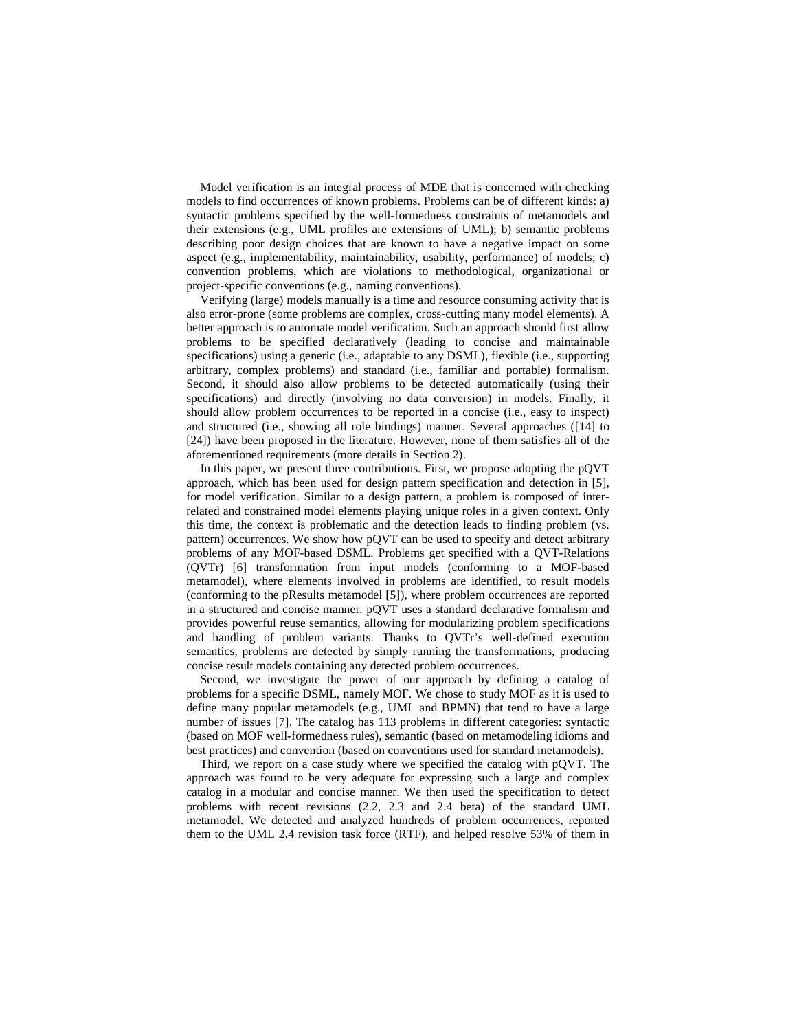Model verification is an integral process of MDE that is concerned with checking models to find occurrences of known problems. Problems can be of different kinds: a) syntactic problems specified by the well-formedness constraints of metamodels and their extensions (e.g., UML profiles are extensions of UML); b) semantic problems describing poor design choices that are known to have a negative impact on some aspect (e.g., implementability, maintainability, usability, performance) of models; c) convention problems, which are violations to methodological, organizational or project-specific conventions (e.g., naming conventions).

Verifying (large) models manually is a time and resource consuming activity that is also error-prone (some problems are complex, cross-cutting many model elements). A better approach is to automate model verification. Such an approach should first allow problems to be specified declaratively (leading to concise and maintainable specifications) using a generic (i.e., adaptable to any DSML), flexible (i.e., supporting arbitrary, complex problems) and standard (i.e., familiar and portable) formalism. Second, it should also allow problems to be detected automatically (using their specifications) and directly (involving no data conversion) in models. Finally, it should allow problem occurrences to be reported in a concise (i.e., easy to inspect) and structured (i.e., showing all role bindings) manner. Several approaches ([14] to [24]) have been proposed in the literature. However, none of them satisfies all of the aforementioned requirements (more details in Section 2).

In this paper, we present three contributions. First, we propose adopting the pQVT approach, which has been used for design pattern specification and detection in [5], for model verification. Similar to a design pattern, a problem is composed of inter-related and constrained model elements playing unique roles in a given context. Only this time, the context is problematic and the detection leads to finding problem (vs. pattern) occurrences. We show how pQVT can be used to specify and detect arbitrary problems of any MOF-based DSML. Problems get specified with a QVT-Relations (QVTr) [6] transformation from input models (conforming to a MOF-based metamodel), where elements involved in problems are identified, to result models (conforming to the pResults metamodel [5]), where problem occurrences are reported in a structured and concise manner. pQVT uses a standard declarative formalism and provides powerful reuse semantics, allowing for modularizing problem specifications and handling of problem variants. Thanks to QVTr's well-defined execution semantics, problems are detected by simply running the transformations, producing concise result models containing any detected problem occurrences.

Second, we investigate the power of our approach by defining a catalog of problems for a specific DSML, namely MOF. We chose to study MOF as it is used to define many popular metamodels (e.g., UML and BPMN) that tend to have a large number of issues [7]. The catalog has 113 problems in different categories: syntactic (based on MOF well-formedness rules), semantic (based on metamodeling idioms and best practices) and convention (based on conventions used for standard metamodels).

Third, we report on a case study where we specified the catalog with pQVT. The approach was found to be very adequate for expressing such a large and complex catalog in a modular and concise manner. We then used the specification to detect problems with recent revisions (2.2, 2.3 and 2.4 beta) of the standard UML metamodel. We detected and analyzed hundreds of problem occurrences, reported them to the UML 2.4 revision task force (RTF), and helped resolve 53% of them in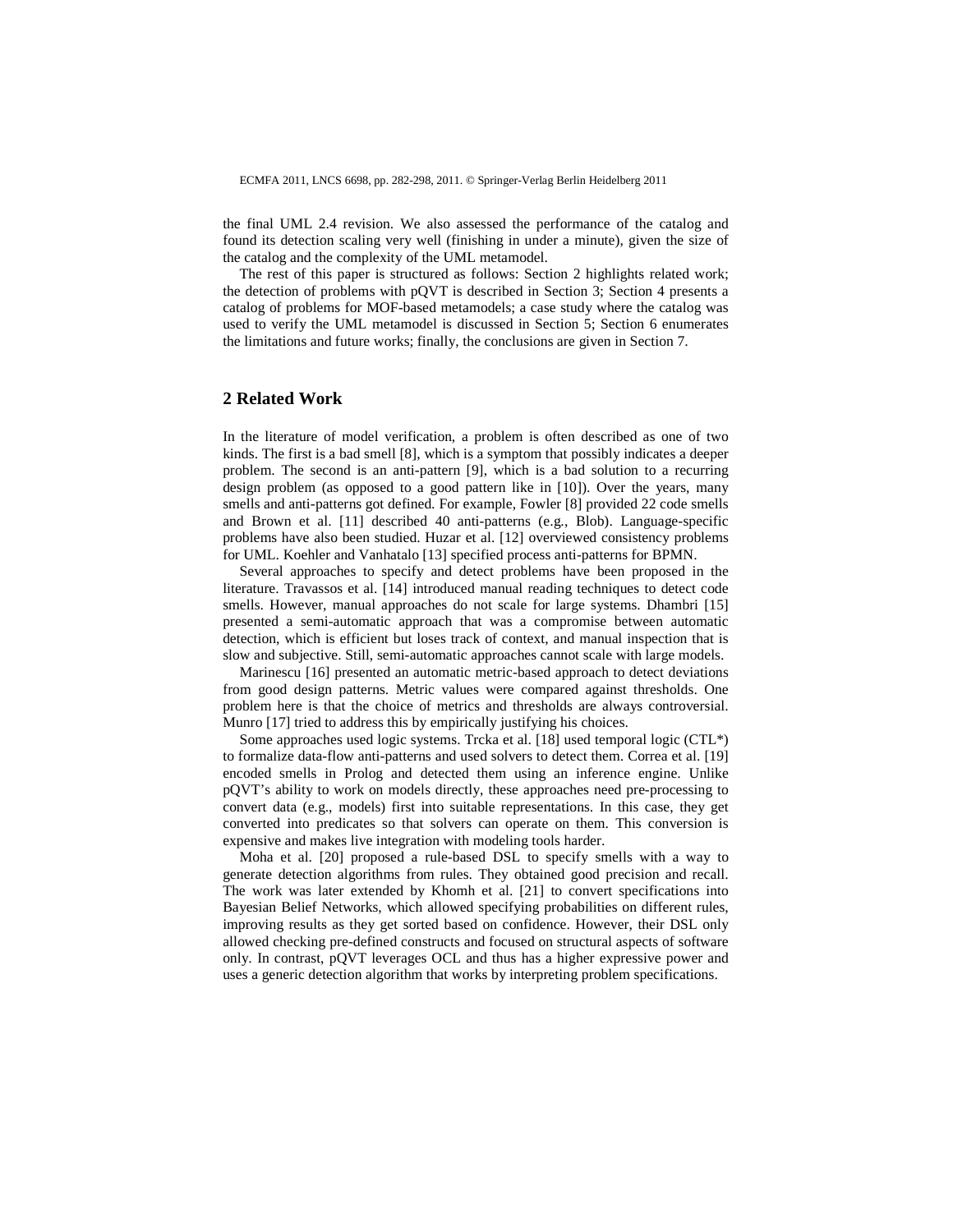the final UML 2.4 revision. We also assessed the performance of the catalog and found its detection scaling very well (finishing in under a minute), given the size of the catalog and the complexity of the UML metamodel.

The rest of this paper is structured as follows: Section 2 highlights related work; the detection of problems with pQVT is described in Section 3; Section 4 presents a catalog of problems for MOF-based metamodels; a case study where the catalog was used to verify the UML metamodel is discussed in Section 5; Section 6 enumerates the limitations and future works; finally, the conclusions are given in Section 7.

## 2 Related Work

In the literature of model verification, a problem is often described as one of two kinds. The first is a bad smell [8], which is a symptom that possibly indicates a deeper problem. The second is an anti-pattern [9], which is a bad solution to a recurring design problem (as opposed to a good pattern like in [10]). Over the years, many smells and anti-patterns got defined. For example, Fowler [8] provided 22 code smells and Brown et al. [11] described 40 anti-patterns (e.g., Blob). Language-specific problems have also been studied. Huzar et al. [12] overviewed consistency problems for UML. Koehler and Vanhatalo [13] specified process anti-patterns for BPMN.

Several approaches to specify and detect problems have been proposed in the literature. Travassos et al. [14] introduced manual reading techniques to detect code smells. However, manual approaches do not scale for large systems. Dhambri [15] presented a semi-automatic approach that was a compromise between automatic detection, which is efficient but loses track of context, and manual inspection that is slow and subjective. Still, semi-automatic approaches cannot scale with large models.

Marinescu [16] presented an automatic metric-based approach to detect deviations from good design patterns. Metric values were compared against thresholds. One problem here is that the choice of metrics and thresholds are always controversial. Munro [17] tried to address this by empirically justifying his choices.

Some approaches used logic systems. Trcka et al. [18] used temporal logic (CTL*) to formalize data-flow anti-patterns and used solvers to detect them. Correa et al. [19] encoded smells in Prolog and detected them using an inference engine. Unlike pQVT's ability to work on models directly, these approaches need pre-processing to convert data (e.g., models) first into suitable representations. In this case, they get converted into predicates so that solvers can operate on them. This conversion is expensive and makes live integration with modeling tools harder.

Moha et al. [20] proposed a rule-based DSL to specify smells with a way to generate detection algorithms from rules. They obtained good precision and recall. The work was later extended by Khomh et al. [21] to convert specifications into Bayesian Belief Networks, which allowed specifying probabilities on different rules, improving results as they get sorted based on confidence. However, their DSL only allowed checking pre-defined constructs and focused on structural aspects of software only. In contrast, pQVT leverages OCL and thus has a higher expressive power and uses a generic detection algorithm that works by interpreting problem specifications.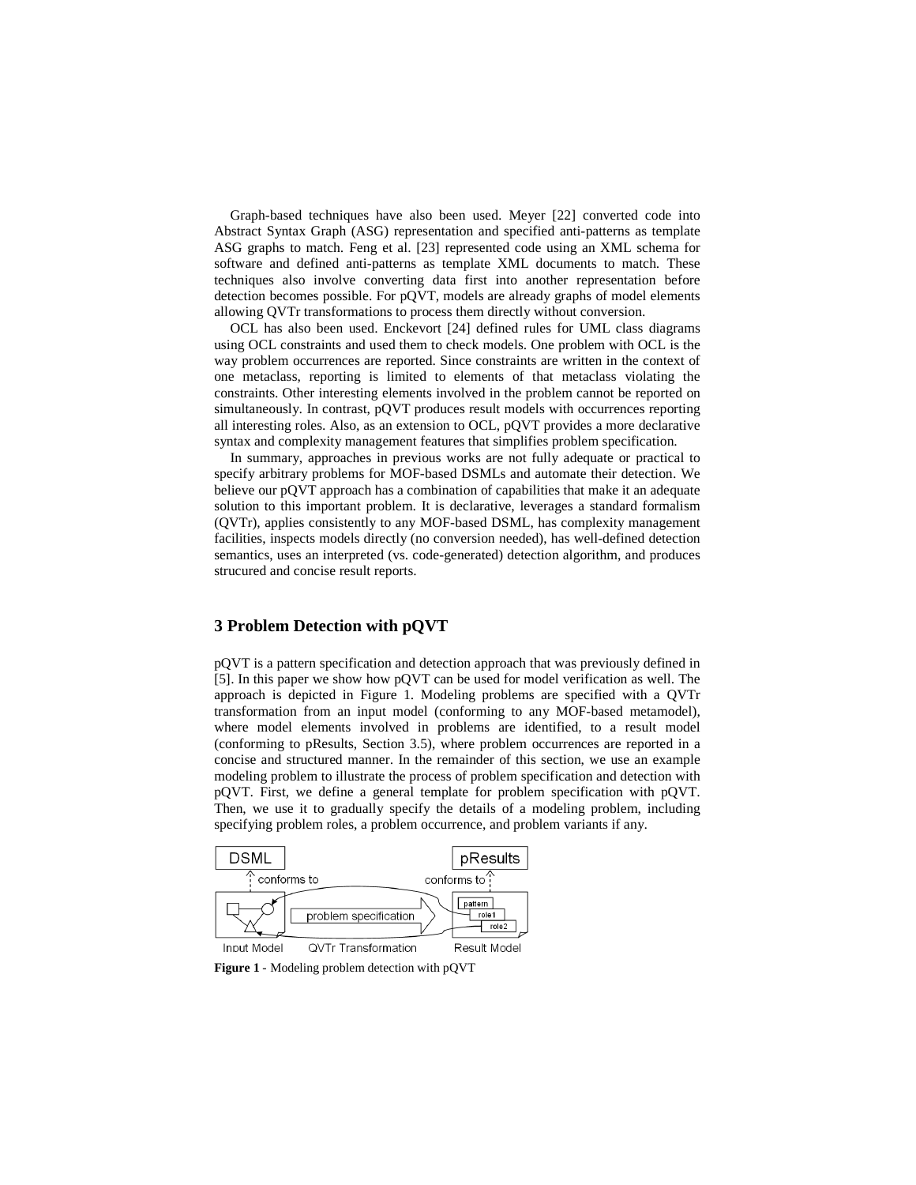Graph-based techniques have also been used. Meyer [22] converted code into Abstract Syntax Graph (ASG) representation and specified anti-patterns as template ASG graphs to match. Feng et al. [23] represented code using an XML schema for software and defined anti-patterns as template XML documents to match. These techniques also involve converting data first into another representation before detection becomes possible. For pQVT, models are already graphs of model elements allowing QVTr transformations to process them directly without conversion.

OCL has also been used. Enckevort [24] defined rules for UML class diagrams using OCL constraints and used them to check models. One problem with OCL is the way problem occurrences are reported. Since constraints are written in the context of one metaclass, reporting is limited to elements of that metaclass violating the constraints. Other interesting elements involved in the problem cannot be reported on simultaneously. In contrast, pQVT produces result models with occurrences reporting all interesting roles. Also, as an extension to OCL, pQVT provides a more declarative syntax and complexity management features that simplifies problem specification.

In summary, approaches in previous works are not fully adequate or practical to specify arbitrary problems for MOF-based DSMLs and automate their detection. We believe our pQVT approach has a combination of capabilities that make it an adequate solution to this important problem. It is declarative, leverages a standard formalism (QVTr), applies consistently to any MOF-based DSML, has complexity management facilities, inspects models directly (no conversion needed), has well-defined detection semantics, uses an interpreted (vs. code-generated) detection algorithm, and produces strucured and concise result reports.

## 3 Problem Detection with pQVT

pQVT is a pattern specification and detection approach that was previously defined in [5]. In this paper we show how pQVT can be used for model verification as well. The approach is depicted in Figure 1. Modeling problems are specified with a QVTr transformation from an input model (conforming to any MOF-based metamodel), where model elements involved in problems are identified, to a result model (conforming to pResults, Section 3.5), where problem occurrences are reported in a concise and structured manner. In the remainder of this section, we use an example modeling problem to illustrate the process of problem specification and detection with pQVT. First, we define a general template for problem specification with pQVT. Then, we use it to gradually specify the details of a modeling problem, including specifying problem roles, a problem occurrence, and problem variants if any.

DSML
conforms to
pResults
conforms to
problem specification
pattern
role1
role2
Input Model
QVTr Transformation
Result Model

**Figure 1** - Modeling problem detection with pQVT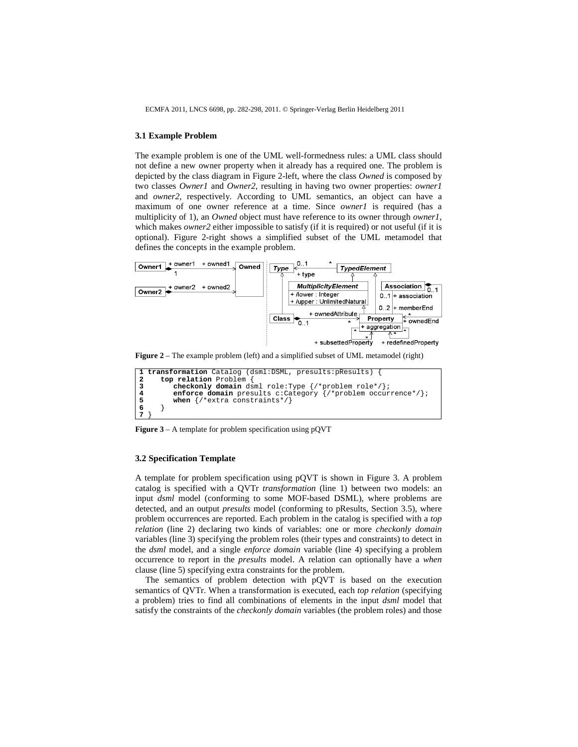### 3.1 Example Problem

The example problem is one of the UML well-formedness rules: a UML class should not define a new owner property when it already has a required one. The problem is depicted by the class diagram in Figure 2-left, where the class *Owned* is composed by two classes *Owner1* and *Owner2*, resulting in having two owner properties: *owner1* and *owner2*, respectively. According to UML semantics, an object can have a maximum of one owner reference at a time. Since *owner1* is required (has a multiplicity of 1), an *Owned* object must have reference to its owner through *owner1*, which makes *owner2* either impossible to satisfy (if it is required) or not useful (if it is optional). Figure 2-right shows a simplified subset of the UML metamodel that defines the concepts in the example problem.

**Figure 2** – The example problem (left) and a simplified subset of UML metamodel (right)

```
1 transformation Catalog (dsml:DSML, presults:pResults) {
2    top relation Problem {
3       checkonly domain dsml role:Type {/*problem role*/};
4       enforce domain presults c:Category {/*problem occurrence*/};
5       when {/*extra constraints*/}
6    }
7 }
```

**Figure 3** – A template for problem specification using pQVT

### 3.2 Specification Template

A template for problem specification using pQVT is shown in Figure 3. A problem catalog is specified with a QVTr *transformation* (line 1) between two models: an input *dsml* model (conforming to some MOF-based DSML), where problems are detected, and an output *presults* model (conforming to pResults, Section 3.5), where problem occurrences are reported. Each problem in the catalog is specified with a *top relation* (line 2) declaring two kinds of variables: one or more *checkonly domain* variables (line 3) specifying the problem roles (their types and constraints) to detect in the *dsml* model, and a single *enforce domain* variable (line 4) specifying a problem occurrence to report in the *presults* model. A relation can optionally have a *when* clause (line 5) specifying extra constraints for the problem.

The semantics of problem detection with pQVT is based on the execution semantics of QVTr. When a transformation is executed, each *top relation* (specifying a problem) tries to find all combinations of elements in the input *dsml* model that satisfy the constraints of the *checkonly domain* variables (the problem roles) and those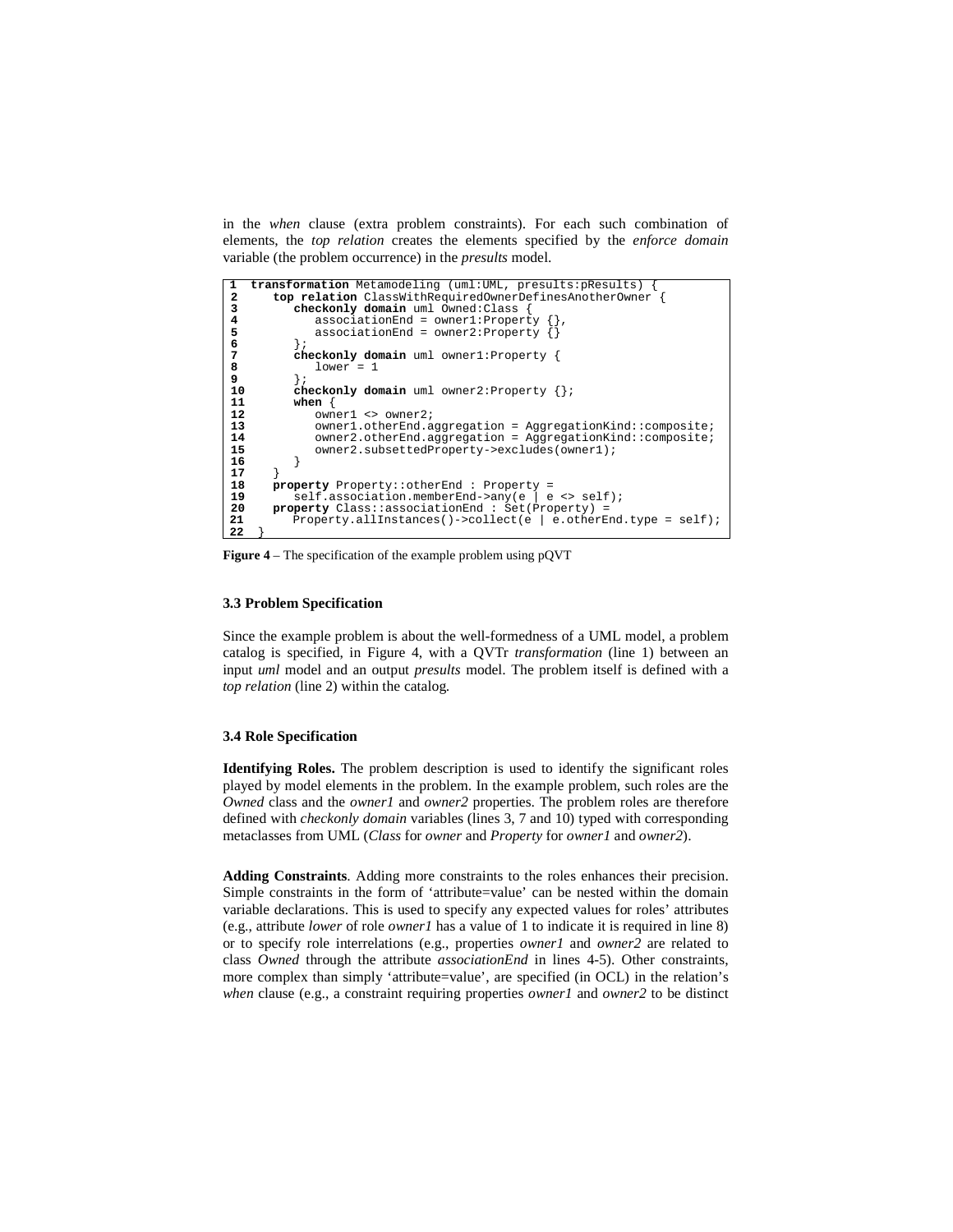in the *when* clause (extra problem constraints). For each such combination of elements, the *top relation* creates the elements specified by the *enforce domain* variable (the problem occurrence) in the *presults* model.

```
1  transformation Metamodeling (uml:UML, presults:pResults) {
2     top relation ClassWithRequiredOwnerDefinesAnotherOwner {
3        checkonly domain uml Owned:Class {
4           associationEnd = owner1:Property {},
5           associationEnd = owner2:Property {}
6        };
7        checkonly domain uml owner1:Property {
8           lower = 1
9        };
10       checkonly domain uml owner2:Property {};
11       when {
12          owner1 <> owner2;
13          owner1.otherEnd.aggregation = AggregationKind::composite;
14          owner2.otherEnd.aggregation = AggregationKind::composite;
15          owner2.subsettedProperty->excludes(owner1);
16       }
17    }
18    property Property::otherEnd : Property =
19       self.association.memberEnd->any(e | e <> self);
20    property Class::associationEnd : Set(Property) =
21       Property.allInstances()->collect(e | e.otherEnd.type = self);
22 }
```

**Figure 4** – The specification of the example problem using pQVT

### 3.3 Problem Specification

Since the example problem is about the well-formedness of a UML model, a problem catalog is specified, in Figure 4, with a QVTr *transformation* (line 1) between an input *uml* model and an output *presults* model. The problem itself is defined with a *top relation* (line 2) within the catalog.

### 3.4 Role Specification

**Identifying Roles.** The problem description is used to identify the significant roles played by model elements in the problem. In the example problem, such roles are the *Owned* class and the *owner1* and *owner2* properties. The problem roles are therefore defined with *checkonly domain* variables (lines 3, 7 and 10) typed with corresponding metaclasses from UML (*Class* for *owner* and *Property* for *owner1* and *owner2*).

**Adding Constraints**. Adding more constraints to the roles enhances their precision. Simple constraints in the form of 'attribute=value' can be nested within the domain variable declarations. This is used to specify any expected values for roles' attributes (e.g., attribute *lower* of role *owner1* has a value of 1 to indicate it is required in line 8) or to specify role interrelations (e.g., properties *owner1* and *owner2* are related to class *Owned* through the attribute *associationEnd* in lines 4-5). Other constraints, more complex than simply 'attribute=value', are specified (in OCL) in the relation's *when* clause (e.g., a constraint requiring properties *owner1* and *owner2* to be distinct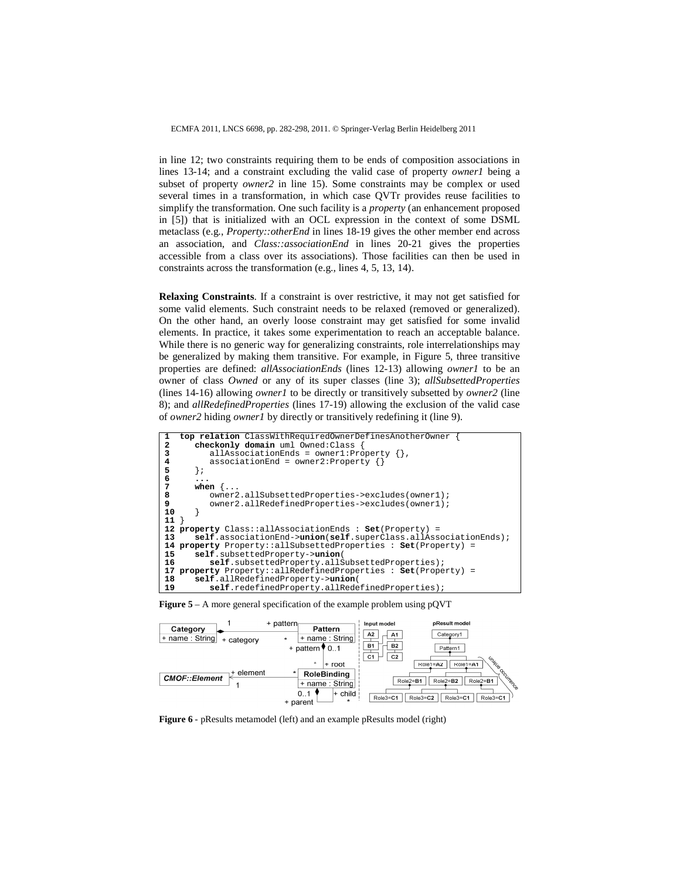in line 12; two constraints requiring them to be ends of composition associations in lines 13-14; and a constraint excluding the valid case of property *owner1* being a subset of property *owner2* in line 15). Some constraints may be complex or used several times in a transformation, in which case QVTr provides reuse facilities to simplify the transformation. One such facility is a *property* (an enhancement proposed in [5]) that is initialized with an OCL expression in the context of some DSML metaclass (e.g., *Property::otherEnd* in lines 18-19 gives the other member end across an association, and *Class::associationEnd* in lines 20-21 gives the properties accessible from a class over its associations). Those facilities can then be used in constraints across the transformation (e.g., lines 4, 5, 13, 14).

**Relaxing Constraints**. If a constraint is over restrictive, it may not get satisfied for some valid elements. Such constraint needs to be relaxed (removed or generalized). On the other hand, an overly loose constraint may get satisfied for some invalid elements. In practice, it takes some experimentation to reach an acceptable balance. While there is no generic way for generalizing constraints, role interrelationships may be generalized by making them transitive. For example, in Figure 5, three transitive properties are defined: *allAssociationEnds* (lines 12-13) allowing *owner1* to be an owner of class *Owned* or any of its super classes (line 3); *allSubsettedProperties* (lines 14-16) allowing *owner1* to be directly or transitively subsetted by *owner2* (line 8); and *allRedefinedProperties* (lines 17-19) allowing the exclusion of the valid case of *owner2* hiding *owner1* by directly or transitively redefining it (line 9).

```
1  top relation ClassWithRequiredOwnerDefinesAnotherOwner {
2     checkonly domain uml Owned:Class {
3        allAssociationEnds = owner1:Property {},
4        associationEnd = owner2:Property {}
5     };
6     ...
7     when {...
8        owner2.allSubsettedProperties->excludes(owner1);
9        owner2.allRedefinedProperties->excludes(owner1);
10    }
11 }
12 property Class::allAssociationEnds : Set(Property) =
13    self.associationEnd->union(self.superClass.allAssociationEnds);
14 property Property::allSubsettedProperties : Set(Property) =
15    self.subsettedProperty->union(
16       self.subsettedProperty.allSubsettedProperties);
17 property Property::allRedefinedProperties : Set(Property) =
18    self.allRedefinedProperty->union(
19       self.redefinedProperty.allRedefinedProperties);
```

**Figure 5** – A more general specification of the example problem using pQVT

**Figure 6** - pResults metamodel (left) and an example pResults model (right)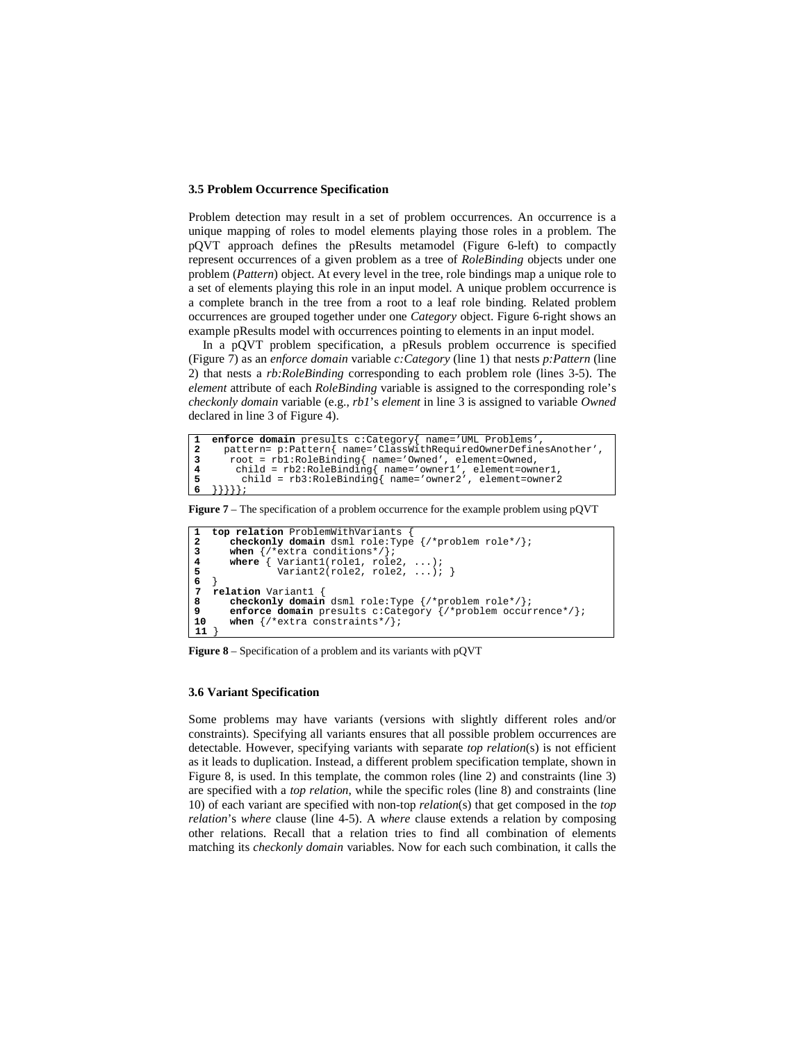### 3.5 Problem Occurrence Specification

Problem detection may result in a set of problem occurrences. An occurrence is a unique mapping of roles to model elements playing those roles in a problem. The pQVT approach defines the pResults metamodel (Figure 6-left) to compactly represent occurrences of a given problem as a tree of *RoleBinding* objects under one problem (*Pattern*) object. At every level in the tree, role bindings map a unique role to a set of elements playing this role in an input model. A unique problem occurrence is a complete branch in the tree from a root to a leaf role binding. Related problem occurrences are grouped together under one *Category* object. Figure 6-right shows an example pResults model with occurrences pointing to elements in an input model.

In a pQVT problem specification, a pResuls problem occurrence is specified (Figure 7) as an *enforce domain* variable *c:Category* (line 1) that nests *p:Pattern* (line 2) that nests a *rb:RoleBinding* corresponding to each problem role (lines 3-5). The *element* attribute of each *RoleBinding* variable is assigned to the corresponding role's *checkonly domain* variable (e.g., *rb1*'s *element* in line 3 is assigned to variable *Owned* declared in line 3 of Figure 4).

```
1  enforce domain presults c:Category{ name='UML Problems',
2    pattern= p:Pattern{ name='ClassWithRequiredOwnerDefinesAnother',
3     root = rb1:RoleBinding{ name='Owned', element=Owned,
4      child = rb2:RoleBinding{ name='owner1', element=owner1,
5       child = rb3:RoleBinding{ name='owner2', element=owner2
6  }}}}};
```

**Figure 7** – The specification of a problem occurrence for the example problem using pQVT

```
1  top relation ProblemWithVariants {
2     checkonly domain dsml role:Type {/*problem role*/};
3     when {/*extra conditions*/};
4     where { Variant1(role1, role2, ...);
5             Variant2(role2, role2, ...); }
6  }
7  relation Variant1 {
8     checkonly domain dsml role:Type {/*problem role*/};
9     enforce domain presults c:Category {/*problem occurrence*/};
10    when {/*extra constraints*/};
11 }
```

**Figure 8** – Specification of a problem and its variants with pQVT

### 3.6 Variant Specification

Some problems may have variants (versions with slightly different roles and/or constraints). Specifying all variants ensures that all possible problem occurrences are detectable. However, specifying variants with separate *top relation*(s) is not efficient as it leads to duplication. Instead, a different problem specification template, shown in Figure 8, is used. In this template, the common roles (line 2) and constraints (line 3) are specified with a *top relation*, while the specific roles (line 8) and constraints (line 10) of each variant are specified with non-top *relation*(s) that get composed in the *top relation*'s *where* clause (line 4-5). A *where* clause extends a relation by composing other relations. Recall that a relation tries to find all combination of elements matching its *checkonly domain* variables. Now for each such combination, it calls the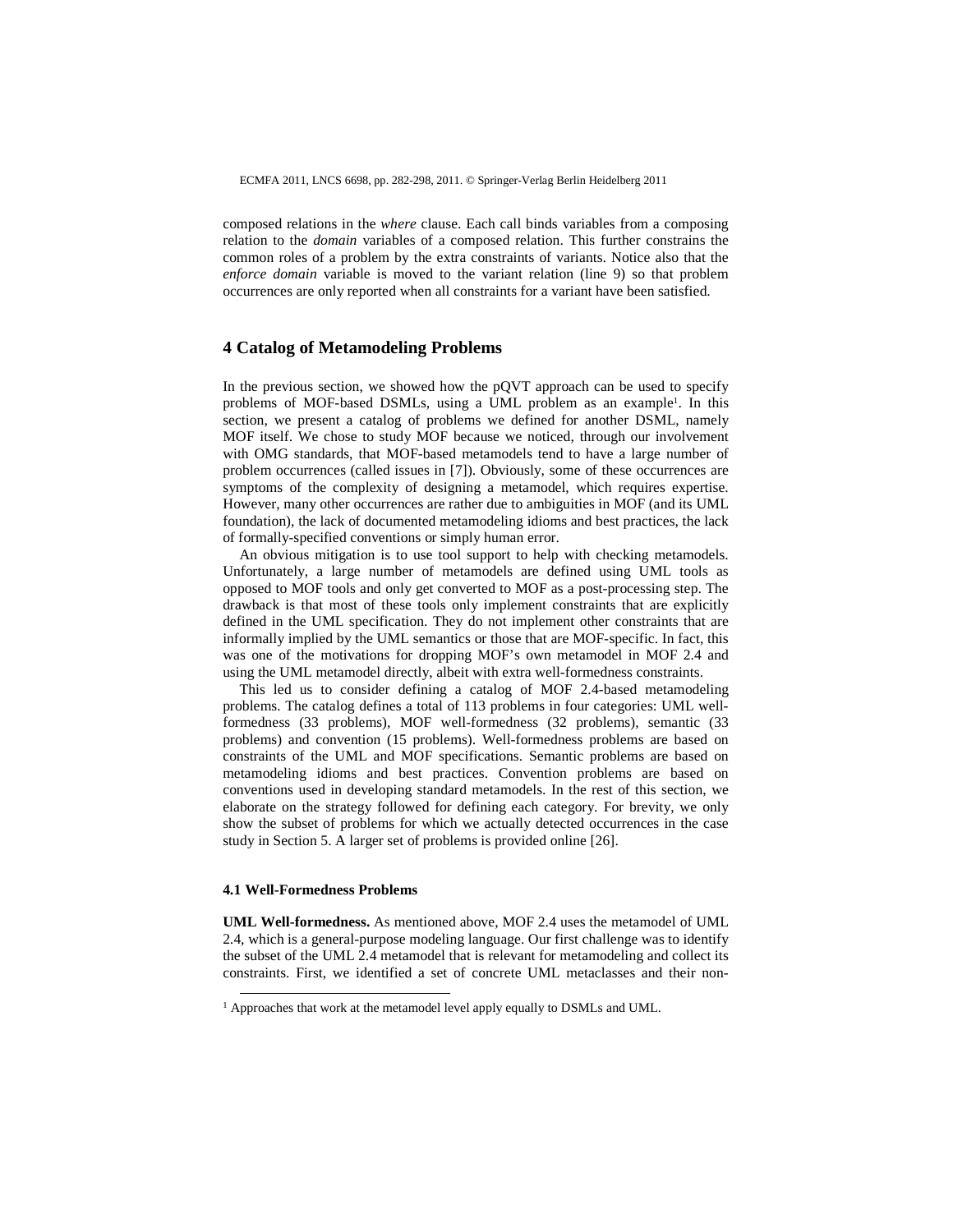composed relations in the *where* clause. Each call binds variables from a composing relation to the *domain* variables of a composed relation. This further constrains the common roles of a problem by the extra constraints of variants. Notice also that the *enforce domain* variable is moved to the variant relation (line 9) so that problem occurrences are only reported when all constraints for a variant have been satisfied.

## 4 Catalog of Metamodeling Problems

In the previous section, we showed how the pQVT approach can be used to specify problems of MOF-based DSMLs, using a UML problem as an example[1]. In this section, we present a catalog of problems we defined for another DSML, namely MOF itself. We chose to study MOF because we noticed, through our involvement with OMG standards, that MOF-based metamodels tend to have a large number of problem occurrences (called issues in [7]). Obviously, some of these occurrences are symptoms of the complexity of designing a metamodel, which requires expertise. However, many other occurrences are rather due to ambiguities in MOF (and its UML foundation), the lack of documented metamodeling idioms and best practices, the lack of formally-specified conventions or simply human error.

An obvious mitigation is to use tool support to help with checking metamodels. Unfortunately, a large number of metamodels are defined using UML tools as opposed to MOF tools and only get converted to MOF as a post-processing step. The drawback is that most of these tools only implement constraints that are explicitly defined in the UML specification. They do not implement other constraints that are informally implied by the UML semantics or those that are MOF-specific. In fact, this was one of the motivations for dropping MOF's own metamodel in MOF 2.4 and using the UML metamodel directly, albeit with extra well-formedness constraints.

This led us to consider defining a catalog of MOF 2.4-based metamodeling problems. The catalog defines a total of 113 problems in four categories: UML well-formedness (33 problems), MOF well-formedness (32 problems), semantic (33 problems) and convention (15 problems). Well-formedness problems are based on constraints of the UML and MOF specifications. Semantic problems are based on metamodeling idioms and best practices. Convention problems are based on conventions used in developing standard metamodels. In the rest of this section, we elaborate on the strategy followed for defining each category. For brevity, we only show the subset of problems for which we actually detected occurrences in the case study in Section 5. A larger set of problems is provided online [26].

### 4.1 Well-Formedness Problems

**UML Well-formedness.** As mentioned above, MOF 2.4 uses the metamodel of UML 2.4, which is a general-purpose modeling language. Our first challenge was to identify the subset of the UML 2.4 metamodel that is relevant for metamodeling and collect its constraints. First, we identified a set of concrete UML metaclasses and their non-

[1] Approaches that work at the metamodel level apply equally to DSMLs and UML.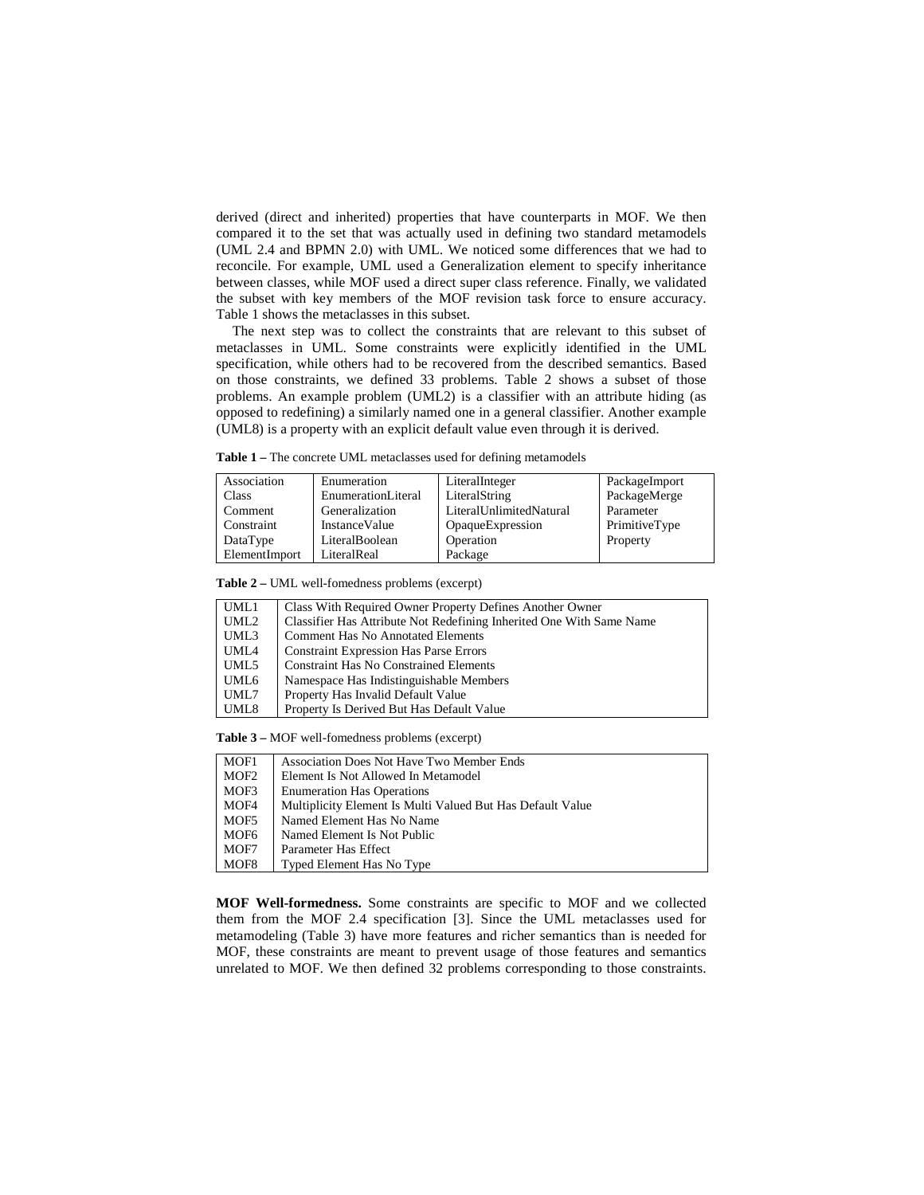derived (direct and inherited) properties that have counterparts in MOF. We then compared it to the set that was actually used in defining two standard metamodels (UML 2.4 and BPMN 2.0) with UML. We noticed some differences that we had to reconcile. For example, UML used a Generalization element to specify inheritance between classes, while MOF used a direct super class reference. Finally, we validated the subset with key members of the MOF revision task force to ensure accuracy. Table 1 shows the metaclasses in this subset.

The next step was to collect the constraints that are relevant to this subset of metaclasses in UML. Some constraints were explicitly identified in the UML specification, while others had to be recovered from the described semantics. Based on those constraints, we defined 33 problems. Table 2 shows a subset of those problems. An example problem (UML2) is a classifier with an attribute hiding (as opposed to redefining) a similarly named one in a general classifier. Another example (UML8) is a property with an explicit default value even through it is derived.

**Table 1 –** The concrete UML metaclasses used for defining metamodels

| | | | |
|---|---|---|---|
| Association | Enumeration | LiteralInteger | PackageImport |
| Class | EnumerationLiteral | LiteralString | PackageMerge |
| Comment | Generalization | LiteralUnlimitedNatural | Parameter |
| Constraint | InstanceValue | OpaqueExpression | PrimitiveType |
| DataType | LiteralBoolean | Operation | Property |
| ElementImport | LiteralReal | Package | |

**Table 2 –** UML well-fomedness problems (excerpt)

| | |
|---|---|
| UML1 | Class With Required Owner Property Defines Another Owner |
| UML2 | Classifier Has Attribute Not Redefining Inherited One With Same Name |
| UML3 | Comment Has No Annotated Elements |
| UML4 | Constraint Expression Has Parse Errors |
| UML5 | Constraint Has No Constrained Elements |
| UML6 | Namespace Has Indistinguishable Members |
| UML7 | Property Has Invalid Default Value |
| UML8 | Property Is Derived But Has Default Value |

**Table 3 –** MOF well-fomedness problems (excerpt)

| | |
|---|---|
| MOF1 | Association Does Not Have Two Member Ends |
| MOF2 | Element Is Not Allowed In Metamodel |
| MOF3 | Enumeration Has Operations |
| MOF4 | Multiplicity Element Is Multi Valued But Has Default Value |
| MOF5 | Named Element Has No Name |
| MOF6 | Named Element Is Not Public |
| MOF7 | Parameter Has Effect |
| MOF8 | Typed Element Has No Type |

**MOF Well-formedness.** Some constraints are specific to MOF and we collected them from the MOF 2.4 specification [3]. Since the UML metaclasses used for metamodeling (Table 3) have more features and richer semantics than is needed for MOF, these constraints are meant to prevent usage of those features and semantics unrelated to MOF. We then defined 32 problems corresponding to those constraints.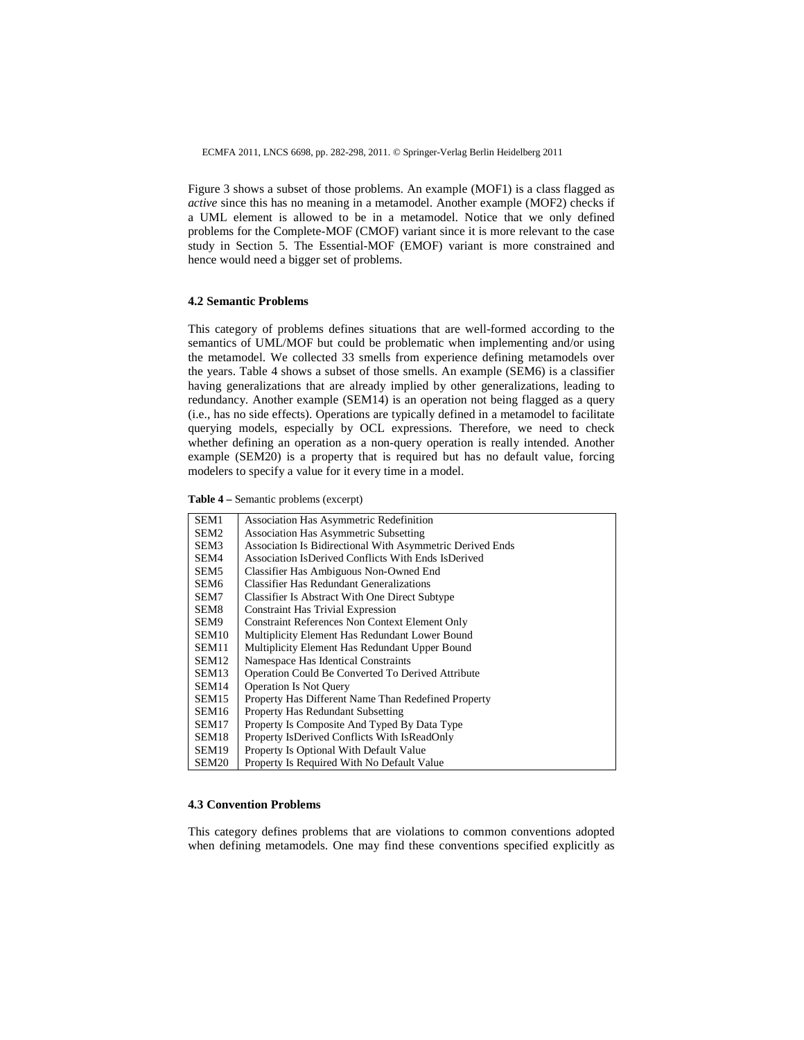Figure 3 shows a subset of those problems. An example (MOF1) is a class flagged as *active* since this has no meaning in a metamodel. Another example (MOF2) checks if a UML element is allowed to be in a metamodel. Notice that we only defined problems for the Complete-MOF (CMOF) variant since it is more relevant to the case study in Section 5. The Essential-MOF (EMOF) variant is more constrained and hence would need a bigger set of problems.

### 4.2 Semantic Problems

This category of problems defines situations that are well-formed according to the semantics of UML/MOF but could be problematic when implementing and/or using the metamodel. We collected 33 smells from experience defining metamodels over the years. Table 4 shows a subset of those smells. An example (SEM6) is a classifier having generalizations that are already implied by other generalizations, leading to redundancy. Another example (SEM14) is an operation not being flagged as a query (i.e., has no side effects). Operations are typically defined in a metamodel to facilitate querying models, especially by OCL expressions. Therefore, we need to check whether defining an operation as a non-query operation is really intended. Another example (SEM20) is a property that is required but has no default value, forcing modelers to specify a value for it every time in a model.

**Table 4 –** Semantic problems (excerpt)

| | |
|---|---|
| SEM1 | Association Has Asymmetric Redefinition |
| SEM2 | Association Has Asymmetric Subsetting |
| SEM3 | Association Is Bidirectional With Asymmetric Derived Ends |
| SEM4 | Association IsDerived Conflicts With Ends IsDerived |
| SEM5 | Classifier Has Ambiguous Non-Owned End |
| SEM6 | Classifier Has Redundant Generalizations |
| SEM7 | Classifier Is Abstract With One Direct Subtype |
| SEM8 | Constraint Has Trivial Expression |
| SEM9 | Constraint References Non Context Element Only |
| SEM10 | Multiplicity Element Has Redundant Lower Bound |
| SEM11 | Multiplicity Element Has Redundant Upper Bound |
| SEM12 | Namespace Has Identical Constraints |
| SEM13 | Operation Could Be Converted To Derived Attribute |
| SEM14 | Operation Is Not Query |
| SEM15 | Property Has Different Name Than Redefined Property |
| SEM16 | Property Has Redundant Subsetting |
| SEM17 | Property Is Composite And Typed By Data Type |
| SEM18 | Property IsDerived Conflicts With IsReadOnly |
| SEM19 | Property Is Optional With Default Value |
| SEM20 | Property Is Required With No Default Value |

### 4.3 Convention Problems

This category defines problems that are violations to common conventions adopted when defining metamodels. One may find these conventions specified explicitly as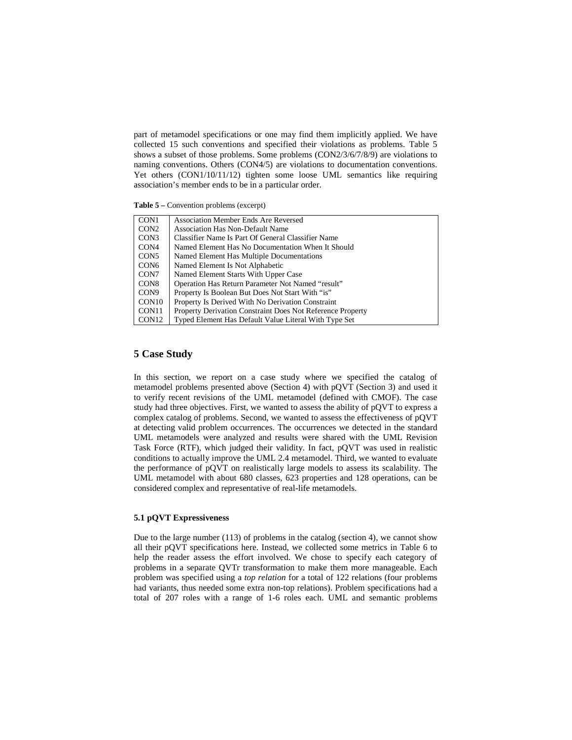part of metamodel specifications or one may find them implicitly applied. We have collected 15 such conventions and specified their violations as problems. Table 5 shows a subset of those problems. Some problems (CON2/3/6/7/8/9) are violations to naming conventions. Others (CON4/5) are violations to documentation conventions. Yet others (CON1/10/11/12) tighten some loose UML semantics like requiring association's member ends to be in a particular order.

**Table 5 –** Convention problems (excerpt)

| | |
|---|---|
| CON1 | Association Member Ends Are Reversed |
| CON2 | Association Has Non-Default Name |
| CON3 | Classifier Name Is Part Of General Classifier Name |
| CON4 | Named Element Has No Documentation When It Should |
| CON5 | Named Element Has Multiple Documentations |
| CON6 | Named Element Is Not Alphabetic |
| CON7 | Named Element Starts With Upper Case |
| CON8 | Operation Has Return Parameter Not Named "result" |
| CON9 | Property Is Boolean But Does Not Start With "is" |
| CON10 | Property Is Derived With No Derivation Constraint |
| CON11 | Property Derivation Constraint Does Not Reference Property |
| CON12 | Typed Element Has Default Value Literal With Type Set |

## 5 Case Study

In this section, we report on a case study where we specified the catalog of metamodel problems presented above (Section 4) with pQVT (Section 3) and used it to verify recent revisions of the UML metamodel (defined with CMOF). The case study had three objectives. First, we wanted to assess the ability of pQVT to express a complex catalog of problems. Second, we wanted to assess the effectiveness of pQVT at detecting valid problem occurrences. The occurrences we detected in the standard UML metamodels were analyzed and results were shared with the UML Revision Task Force (RTF), which judged their validity. In fact, pQVT was used in realistic conditions to actually improve the UML 2.4 metamodel. Third, we wanted to evaluate the performance of pQVT on realistically large models to assess its scalability. The UML metamodel with about 680 classes, 623 properties and 128 operations, can be considered complex and representative of real-life metamodels.

### 5.1 pQVT Expressiveness

Due to the large number (113) of problems in the catalog (section 4), we cannot show all their pQVT specifications here. Instead, we collected some metrics in Table 6 to help the reader assess the effort involved. We chose to specify each category of problems in a separate QVTr transformation to make them more manageable. Each problem was specified using a *top relation* for a total of 122 relations (four problems had variants, thus needed some extra non-top relations). Problem specifications had a total of 207 roles with a range of 1-6 roles each. UML and semantic problems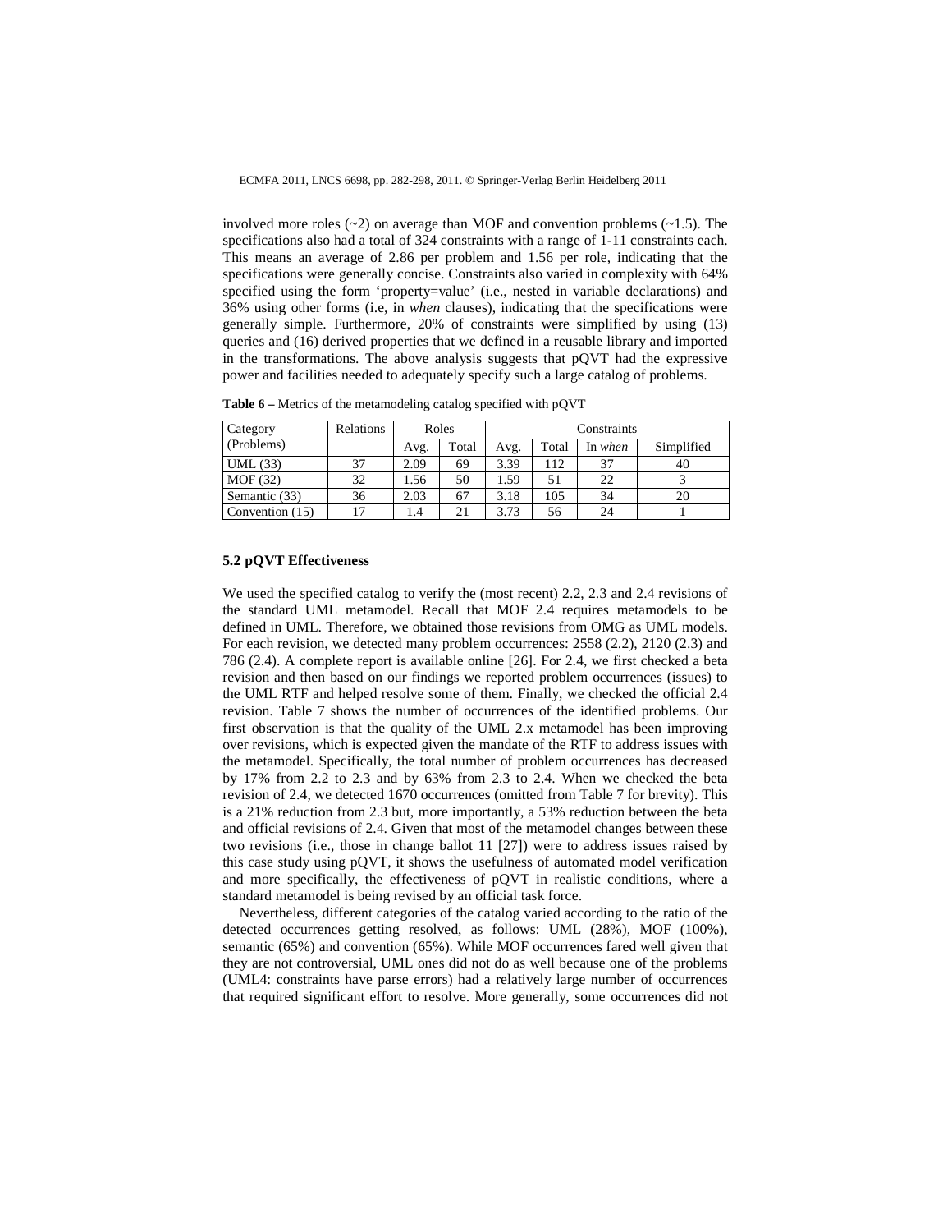involved more roles (~2) on average than MOF and convention problems (~1.5). The specifications also had a total of 324 constraints with a range of 1-11 constraints each. This means an average of 2.86 per problem and 1.56 per role, indicating that the specifications were generally concise. Constraints also varied in complexity with 64% specified using the form 'property=value' (i.e., nested in variable declarations) and 36% using other forms (i.e, in *when* clauses), indicating that the specifications were generally simple. Furthermore, 20% of constraints were simplified by using (13) queries and (16) derived properties that we defined in a reusable library and imported in the transformations. The above analysis suggests that pQVT had the expressive power and facilities needed to adequately specify such a large catalog of problems.

**Table 6 –** Metrics of the metamodeling catalog specified with pQVT

| Category (Problems) | Relations | Roles | | Constraints | | | |
|---|---|---|---|---|---|---|---|
| | | Avg. | Total | Avg. | Total | In *when* | Simplified |
| UML (33) | 37 | 2.09 | 69 | 3.39 | 112 | 37 | 40 |
| MOF (32) | 32 | 1.56 | 50 | 1.59 | 51 | 22 | 3 |
| Semantic (33) | 36 | 2.03 | 67 | 3.18 | 105 | 34 | 20 |
| Convention (15) | 17 | 1.4 | 21 | 3.73 | 56 | 24 | 1 |

### 5.2 pQVT Effectiveness

We used the specified catalog to verify the (most recent) 2.2, 2.3 and 2.4 revisions of the standard UML metamodel. Recall that MOF 2.4 requires metamodels to be defined in UML. Therefore, we obtained those revisions from OMG as UML models. For each revision, we detected many problem occurrences: 2558 (2.2), 2120 (2.3) and 786 (2.4). A complete report is available online [26]. For 2.4, we first checked a beta revision and then based on our findings we reported problem occurrences (issues) to the UML RTF and helped resolve some of them. Finally, we checked the official 2.4 revision. Table 7 shows the number of occurrences of the identified problems. Our first observation is that the quality of the UML 2.x metamodel has been improving over revisions, which is expected given the mandate of the RTF to address issues with the metamodel. Specifically, the total number of problem occurrences has decreased by 17% from 2.2 to 2.3 and by 63% from 2.3 to 2.4. When we checked the beta revision of 2.4, we detected 1670 occurrences (omitted from Table 7 for brevity). This is a 21% reduction from 2.3 but, more importantly, a 53% reduction between the beta and official revisions of 2.4. Given that most of the metamodel changes between these two revisions (i.e., those in change ballot 11 [27]) were to address issues raised by this case study using pQVT, it shows the usefulness of automated model verification and more specifically, the effectiveness of pQVT in realistic conditions, where a standard metamodel is being revised by an official task force.

Nevertheless, different categories of the catalog varied according to the ratio of the detected occurrences getting resolved, as follows: UML (28%), MOF (100%), semantic (65%) and convention (65%). While MOF occurrences fared well given that they are not controversial, UML ones did not do as well because one of the problems (UML4: constraints have parse errors) had a relatively large number of occurrences that required significant effort to resolve. More generally, some occurrences did not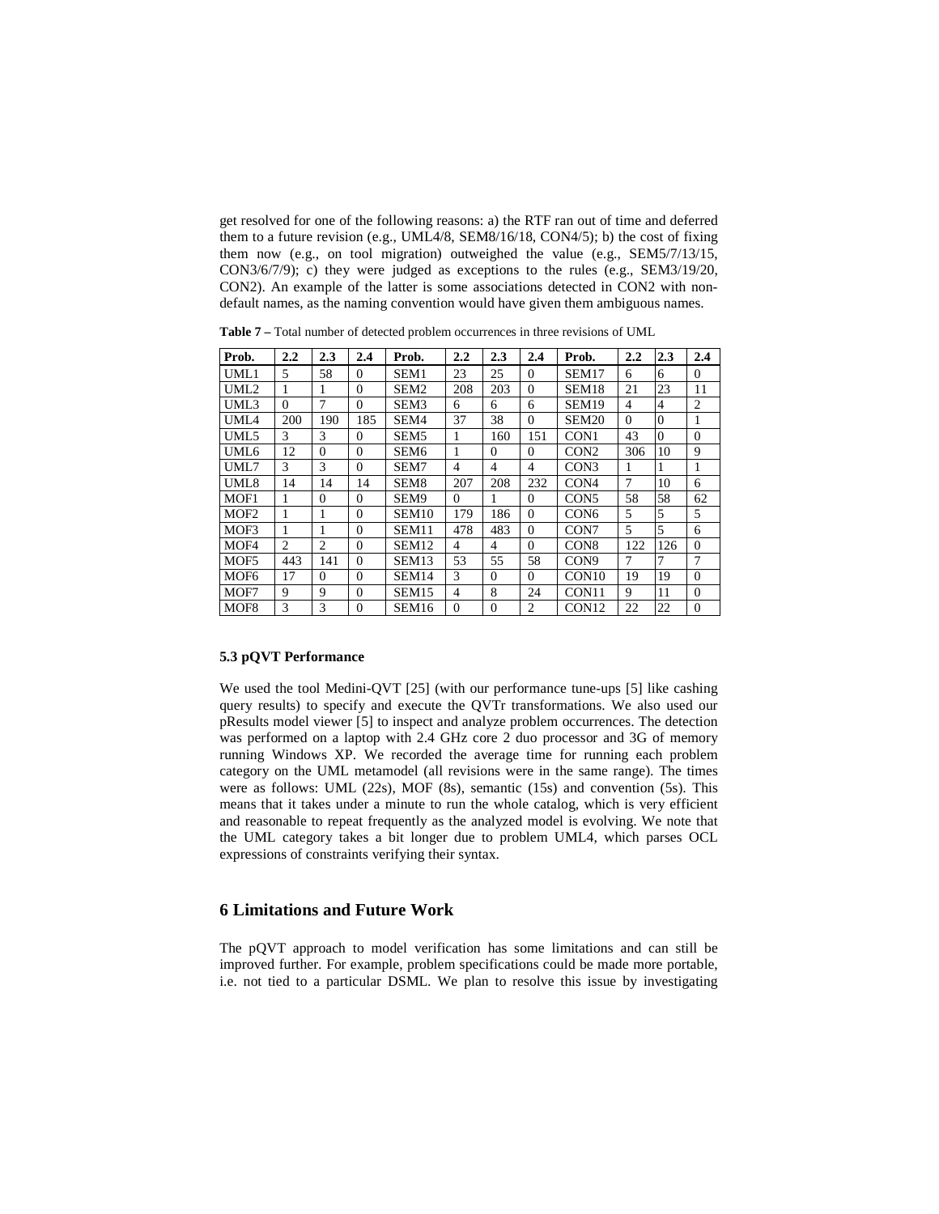get resolved for one of the following reasons: a) the RTF ran out of time and deferred them to a future revision (e.g., UML4/8, SEM8/16/18, CON4/5); b) the cost of fixing them now (e.g., on tool migration) outweighed the value (e.g., SEM5/7/13/15, CON3/6/7/9); c) they were judged as exceptions to the rules (e.g., SEM3/19/20, CON2). An example of the latter is some associations detected in CON2 with non-default names, as the naming convention would have given them ambiguous names.

**Table 7 –** Total number of detected problem occurrences in three revisions of UML

| Prob. | 2.2 | 2.3 | 2.4 | Prob. | 2.2 | 2.3 | 2.4 | Prob. | 2.2 | 2.3 | 2.4 |
|---|---|---|---|---|---|---|---|---|---|---|---|
| UML1 | 5 | 58 | 0 | SEM1 | 23 | 25 | 0 | SEM17 | 6 | 6 | 0 |
| UML2 | 1 | 1 | 0 | SEM2 | 208 | 203 | 0 | SEM18 | 21 | 23 | 11 |
| UML3 | 0 | 7 | 0 | SEM3 | 6 | 6 | 6 | SEM19 | 4 | 4 | 2 |
| UML4 | 200 | 190 | 185 | SEM4 | 37 | 38 | 0 | SEM20 | 0 | 0 | 1 |
| UML5 | 3 | 3 | 0 | SEM5 | 1 | 160 | 151 | CON1 | 43 | 0 | 0 |
| UML6 | 12 | 0 | 0 | SEM6 | 1 | 0 | 0 | CON2 | 306 | 10 | 9 |
| UML7 | 3 | 3 | 0 | SEM7 | 4 | 4 | 4 | CON3 | 1 | 1 | 1 |
| UML8 | 14 | 14 | 14 | SEM8 | 207 | 208 | 232 | CON4 | 7 | 10 | 6 |
| MOF1 | 1 | 0 | 0 | SEM9 | 0 | 1 | 0 | CON5 | 58 | 58 | 62 |
| MOF2 | 1 | 1 | 0 | SEM10 | 179 | 186 | 0 | CON6 | 5 | 5 | 5 |
| MOF3 | 1 | 1 | 0 | SEM11 | 478 | 483 | 0 | CON7 | 5 | 5 | 6 |
| MOF4 | 2 | 2 | 0 | SEM12 | 4 | 4 | 0 | CON8 | 122 | 126 | 0 |
| MOF5 | 443 | 141 | 0 | SEM13 | 53 | 55 | 58 | CON9 | 7 | 7 | 7 |
| MOF6 | 17 | 0 | 0 | SEM14 | 3 | 0 | 0 | CON10 | 19 | 19 | 0 |
| MOF7 | 9 | 9 | 0 | SEM15 | 4 | 8 | 24 | CON11 | 9 | 11 | 0 |
| MOF8 | 3 | 3 | 0 | SEM16 | 0 | 0 | 2 | CON12 | 22 | 22 | 0 |

### 5.3 pQVT Performance

We used the tool Medini-QVT [25] (with our performance tune-ups [5] like cashing query results) to specify and execute the QVTr transformations. We also used our pResults model viewer [5] to inspect and analyze problem occurrences. The detection was performed on a laptop with 2.4 GHz core 2 duo processor and 3G of memory running Windows XP. We recorded the average time for running each problem category on the UML metamodel (all revisions were in the same range). The times were as follows: UML (22s), MOF (8s), semantic (15s) and convention (5s). This means that it takes under a minute to run the whole catalog, which is very efficient and reasonable to repeat frequently as the analyzed model is evolving. We note that the UML category takes a bit longer due to problem UML4, which parses OCL expressions of constraints verifying their syntax.

## 6 Limitations and Future Work

The pQVT approach to model verification has some limitations and can still be improved further. For example, problem specifications could be made more portable, i.e. not tied to a particular DSML. We plan to resolve this issue by investigating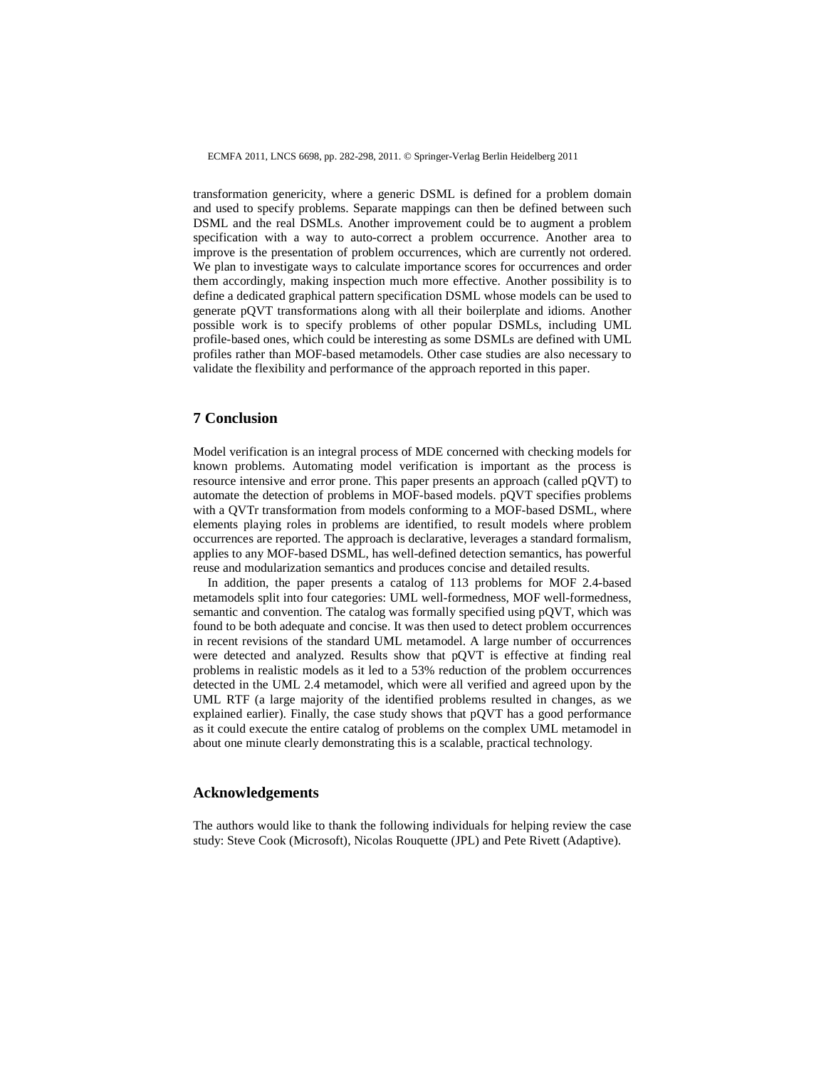transformation genericity, where a generic DSML is defined for a problem domain and used to specify problems. Separate mappings can then be defined between such DSML and the real DSMLs. Another improvement could be to augment a problem specification with a way to auto-correct a problem occurrence. Another area to improve is the presentation of problem occurrences, which are currently not ordered. We plan to investigate ways to calculate importance scores for occurrences and order them accordingly, making inspection much more effective. Another possibility is to define a dedicated graphical pattern specification DSML whose models can be used to generate pQVT transformations along with all their boilerplate and idioms. Another possible work is to specify problems of other popular DSMLs, including UML profile-based ones, which could be interesting as some DSMLs are defined with UML profiles rather than MOF-based metamodels. Other case studies are also necessary to validate the flexibility and performance of the approach reported in this paper.

## 7 Conclusion

Model verification is an integral process of MDE concerned with checking models for known problems. Automating model verification is important as the process is resource intensive and error prone. This paper presents an approach (called pQVT) to automate the detection of problems in MOF-based models. pQVT specifies problems with a QVTr transformation from models conforming to a MOF-based DSML, where elements playing roles in problems are identified, to result models where problem occurrences are reported. The approach is declarative, leverages a standard formalism, applies to any MOF-based DSML, has well-defined detection semantics, has powerful reuse and modularization semantics and produces concise and detailed results.

In addition, the paper presents a catalog of 113 problems for MOF 2.4-based metamodels split into four categories: UML well-formedness, MOF well-formedness, semantic and convention. The catalog was formally specified using pQVT, which was found to be both adequate and concise. It was then used to detect problem occurrences in recent revisions of the standard UML metamodel. A large number of occurrences were detected and analyzed. Results show that pQVT is effective at finding real problems in realistic models as it led to a 53% reduction of the problem occurrences detected in the UML 2.4 metamodel, which were all verified and agreed upon by the UML RTF (a large majority of the identified problems resulted in changes, as we explained earlier). Finally, the case study shows that pQVT has a good performance as it could execute the entire catalog of problems on the complex UML metamodel in about one minute clearly demonstrating this is a scalable, practical technology.

## Acknowledgements

The authors would like to thank the following individuals for helping review the case study: Steve Cook (Microsoft), Nicolas Rouquette (JPL) and Pete Rivett (Adaptive).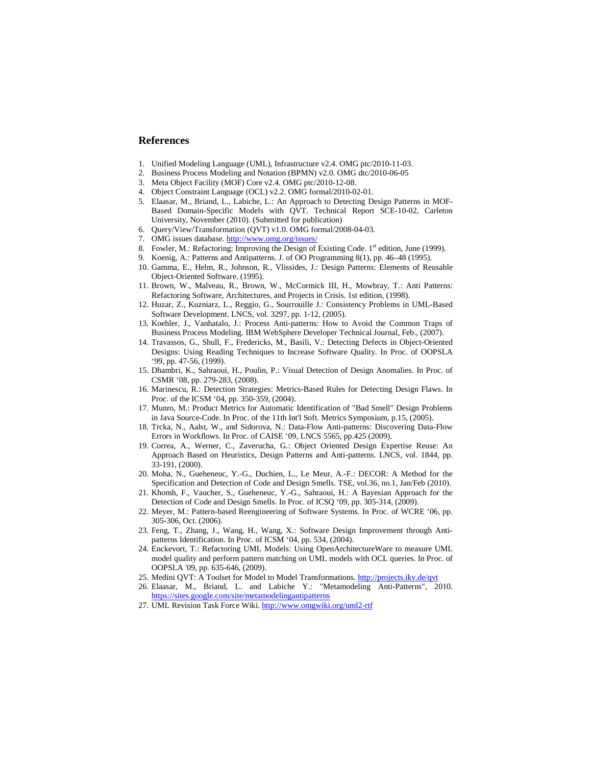## References

1. Unified Modeling Language (UML), Infrastructure v2.4. OMG ptc/2010-11-03.
2. Business Process Modeling and Notation (BPMN) v2.0. OMG dtc/2010-06-05
3. Meta Object Facility (MOF) Core v2.4. OMG ptc/2010-12-08.
4. Object Constraint Language (OCL) v2.2. OMG formal/2010-02-01.
5. Elaasar, M., Briand, L., Labiche, L.: An Approach to Detecting Design Patterns in MOF-Based Domain-Specific Models with QVT. Technical Report SCE-10-02, Carleton University, November (2010). (Submitted for publication)
6. Query/View/Transformation (QVT) v1.0. OMG formal/2008-04-03.
7. OMG issues database. http://www.omg.org/issues/
8. Fowler, M.: Refactoring: Improving the Design of Existing Code. 1st edition, June (1999).
9. Koenig, A.: Patterns and Antipatterns. J. of OO Programming 8(1), pp. 46–48 (1995).
10. Gamma, E., Helm, R., Johnson, R., Vlissides, J.: Design Patterns: Elements of Reusable Object-Oriented Software. (1995).
11. Brown, W., Malveau, R., Brown, W., McCormick III, H., Mowbray, T.: Anti Patterns: Refactoring Software, Architectures, and Projects in Crisis. 1st edition, (1998).
12. Huzar, Z., Kuzniarz, L., Reggio, G., Sourrouille J.: Consistency Problems in UML-Based Software Development. LNCS, vol. 3297, pp. 1-12, (2005).
13. Koehler, J., Vanhatalo, J.: Process Anti-patterns: How to Avoid the Common Traps of Business Process Modeling. IBM WebSphere Developer Technical Journal, Feb., (2007).
14. Travassos, G., Shull, F., Fredericks, M., Basili, V.: Detecting Defects in Object-Oriented Designs: Using Reading Techniques to Increase Software Quality. In Proc. of OOPSLA '99, pp. 47-56, (1999).
15. Dhambri, K., Sahraoui, H., Poulin, P.: Visual Detection of Design Anomalies. In Proc. of CSMR '08, pp. 279-283, (2008).
16. Marinescu, R.: Detection Strategies: Metrics-Based Rules for Detecting Design Flaws. In Proc. of the ICSM '04, pp. 350-359, (2004).
17. Munro, M.: Product Metrics for Automatic Identification of "Bad Smell" Design Problems in Java Source-Code. In Proc. of the 11th Int'l Soft. Metrics Symposium, p.15, (2005).
18. Trcka, N., Aalst, W., and Sidorova, N.: Data-Flow Anti-patterns: Discovering Data-Flow Errors in Workflows. In Proc. of CAISE '09, LNCS 5565, pp.425 (2009).
19. Correa, A., Werner, C., Zaverucha, G.: Object Oriented Design Expertise Reuse: An Approach Based on Heuristics, Design Patterns and Anti-patterns. LNCS, vol. 1844, pp. 33-191, (2000).
20. Moha, N., Gueheneuc, Y.-G., Duchien, L., Le Meur, A.-F.: DECOR: A Method for the Specification and Detection of Code and Design Smells. TSE, vol.36, no.1, Jan/Feb (2010).
21. Khomh, F., Vaucher, S., Gueheneuc, Y.-G., Sahraoui, H.: A Bayesian Approach for the Detection of Code and Design Smells. In Proc. of ICSQ '09, pp. 305-314, (2009).
22. Meyer, M.: Pattern-based Reengineering of Software Systems. In Proc. of WCRE '06, pp. 305-306, Oct. (2006).
23. Feng, T., Zhang, J., Wang, H., Wang, X.: Software Design Improvement through Anti-patterns Identification. In Proc. of ICSM '04, pp. 534, (2004).
24. Enckevort, T.: Refactoring UML Models: Using OpenArchitectureWare to measure UML model quality and perform pattern matching on UML models with OCL queries. In Proc. of OOPSLA '09, pp. 635-646, (2009).
25. Medini QVT: A Toolset for Model to Model Transformations. http://projects.ikv.de/qvt
26. Elaasar, M., Briand, L. and Labiche Y.: "Metamodeling Anti-Patterns", 2010. https://sites.google.com/site/metamodelingantipatterns
27. UML Revision Task Force Wiki. http://www.omgwiki.org/uml2-rtf